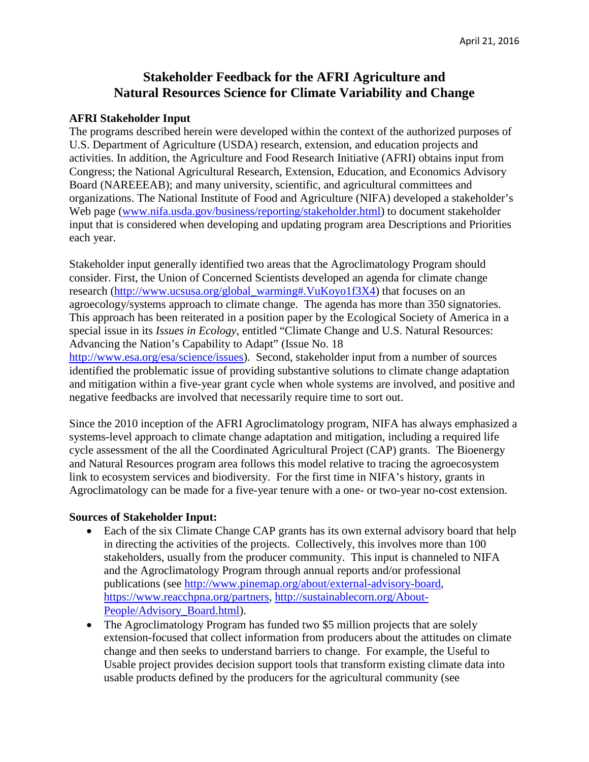April 21, 2016

# Stakeholder Feedback for the AFRI Agriculture and Natural Resources Science for Climate Variability and Change

**AFRI Stakeholder Input**

The programs described herein were developed within the context of the authorized purposes of U.S. Department of Agriculture (USDA) research, extension, and education projects and activities. In addition, the Agriculture and Food Research Initiative (AFRI) obtains input from Congress; the National Agricultural Research, Extension, Education, and Economics Advisory Board (NAREEEAB); and many university, scientific, and agricultural committees and organizations. The National Institute of Food and Agriculture (NIFA) developed a stakeholder's Web page (www.nifa.usda.gov/business/reporting/stakeholder.html) to document stakeholder input that is considered when developing and updating program area Descriptions and Priorities each year.

Stakeholder input generally identified two areas that the Agroclimatology Program should consider. First, the Union of Concerned Scientists developed an agenda for climate change research (http://www.ucsusa.org/global_warming#.VuKoyo1f3X4) that focuses on an agroecology/systems approach to climate change. The agenda has more than 350 signatories. This approach has been reiterated in a position paper by the Ecological Society of America in a special issue in its *Issues in Ecology*, entitled "Climate Change and U.S. Natural Resources: Advancing the Nation's Capability to Adapt" (Issue No. 18 http://www.esa.org/esa/science/issues). Second, stakeholder input from a number of sources identified the problematic issue of providing substantive solutions to climate change adaptation and mitigation within a five-year grant cycle when whole systems are involved, and positive and negative feedbacks are involved that necessarily require time to sort out.

Since the 2010 inception of the AFRI Agroclimatology program, NIFA has always emphasized a systems-level approach to climate change adaptation and mitigation, including a required life cycle assessment of the all the Coordinated Agricultural Project (CAP) grants. The Bioenergy and Natural Resources program area follows this model relative to tracing the agroecosystem link to ecosystem services and biodiversity. For the first time in NIFA's history, grants in Agroclimatology can be made for a five-year tenure with a one- or two-year no-cost extension.

**Sources of Stakeholder Input:**

- Each of the six Climate Change CAP grants has its own external advisory board that help in directing the activities of the projects. Collectively, this involves more than 100 stakeholders, usually from the producer community. This input is channeled to NIFA and the Agroclimatology Program through annual reports and/or professional publications (see http://www.pinemap.org/about/external-advisory-board, https://www.reacchpna.org/partners, http://sustainablecorn.org/About-People/Advisory_Board.html).
- The Agroclimatology Program has funded two $5 million projects that are solely extension-focused that collect information from producers about the attitudes on climate change and then seeks to understand barriers to change. For example, the Useful to Usable project provides decision support tools that transform existing climate data into usable products defined by the producers for the agricultural community (see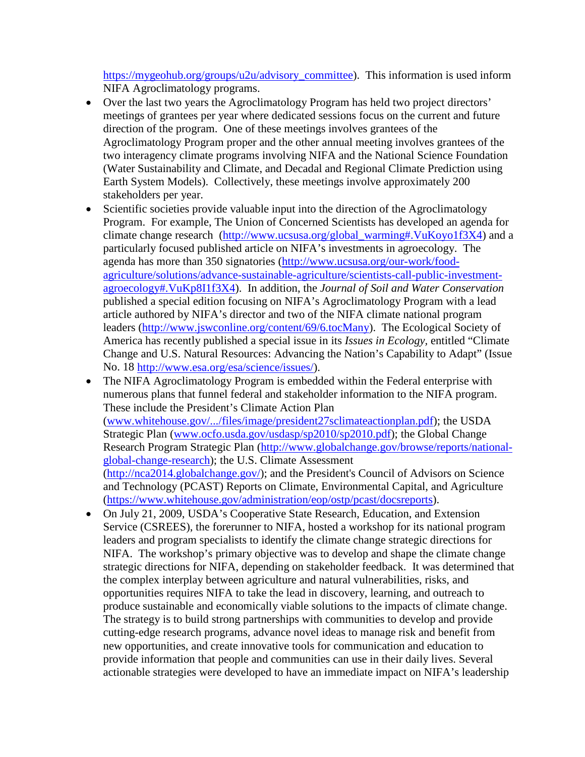https://mygeohub.org/groups/u2u/advisory_committee). This information is used inform NIFA Agroclimatology programs.

- Over the last two years the Agroclimatology Program has held two project directors' meetings of grantees per year where dedicated sessions focus on the current and future direction of the program. One of these meetings involves grantees of the Agroclimatology Program proper and the other annual meeting involves grantees of the two interagency climate programs involving NIFA and the National Science Foundation (Water Sustainability and Climate, and Decadal and Regional Climate Prediction using Earth System Models). Collectively, these meetings involve approximately 200 stakeholders per year.
- Scientific societies provide valuable input into the direction of the Agroclimatology Program. For example, The Union of Concerned Scientists has developed an agenda for climate change research (http://www.ucsusa.org/global_warming#.VuKoyo1f3X4) and a particularly focused published article on NIFA's investments in agroecology. The agenda has more than 350 signatories (http://www.ucsusa.org/our-work/food-agriculture/solutions/advance-sustainable-agriculture/scientists-call-public-investment-agroecology#.VuKp8I1f3X4). In addition, the *Journal of Soil and Water Conservation* published a special edition focusing on NIFA's Agroclimatology Program with a lead article authored by NIFA's director and two of the NIFA climate national program leaders (http://www.jswconline.org/content/69/6.tocMany). The Ecological Society of America has recently published a special issue in its *Issues in Ecology*, entitled "Climate Change and U.S. Natural Resources: Advancing the Nation's Capability to Adapt" (Issue No. 18 http://www.esa.org/esa/science/issues/).
- The NIFA Agroclimatology Program is embedded within the Federal enterprise with numerous plans that funnel federal and stakeholder information to the NIFA program. These include the President's Climate Action Plan (www.whitehouse.gov/.../files/image/president27sclimateactionplan.pdf); the USDA Strategic Plan (www.ocfo.usda.gov/usdasp/sp2010/sp2010.pdf); the Global Change Research Program Strategic Plan (http://www.globalchange.gov/browse/reports/national-global-change-research); the U.S. Climate Assessment (http://nca2014.globalchange.gov/); and the President's Council of Advisors on Science and Technology (PCAST) Reports on Climate, Environmental Capital, and Agriculture (https://www.whitehouse.gov/administration/eop/ostp/pcast/docsreports).
- On July 21, 2009, USDA's Cooperative State Research, Education, and Extension Service (CSREES), the forerunner to NIFA, hosted a workshop for its national program leaders and program specialists to identify the climate change strategic directions for NIFA. The workshop's primary objective was to develop and shape the climate change strategic directions for NIFA, depending on stakeholder feedback. It was determined that the complex interplay between agriculture and natural vulnerabilities, risks, and opportunities requires NIFA to take the lead in discovery, learning, and outreach to produce sustainable and economically viable solutions to the impacts of climate change. The strategy is to build strong partnerships with communities to develop and provide cutting-edge research programs, advance novel ideas to manage risk and benefit from new opportunities, and create innovative tools for communication and education to provide information that people and communities can use in their daily lives. Several actionable strategies were developed to have an immediate impact on NIFA's leadership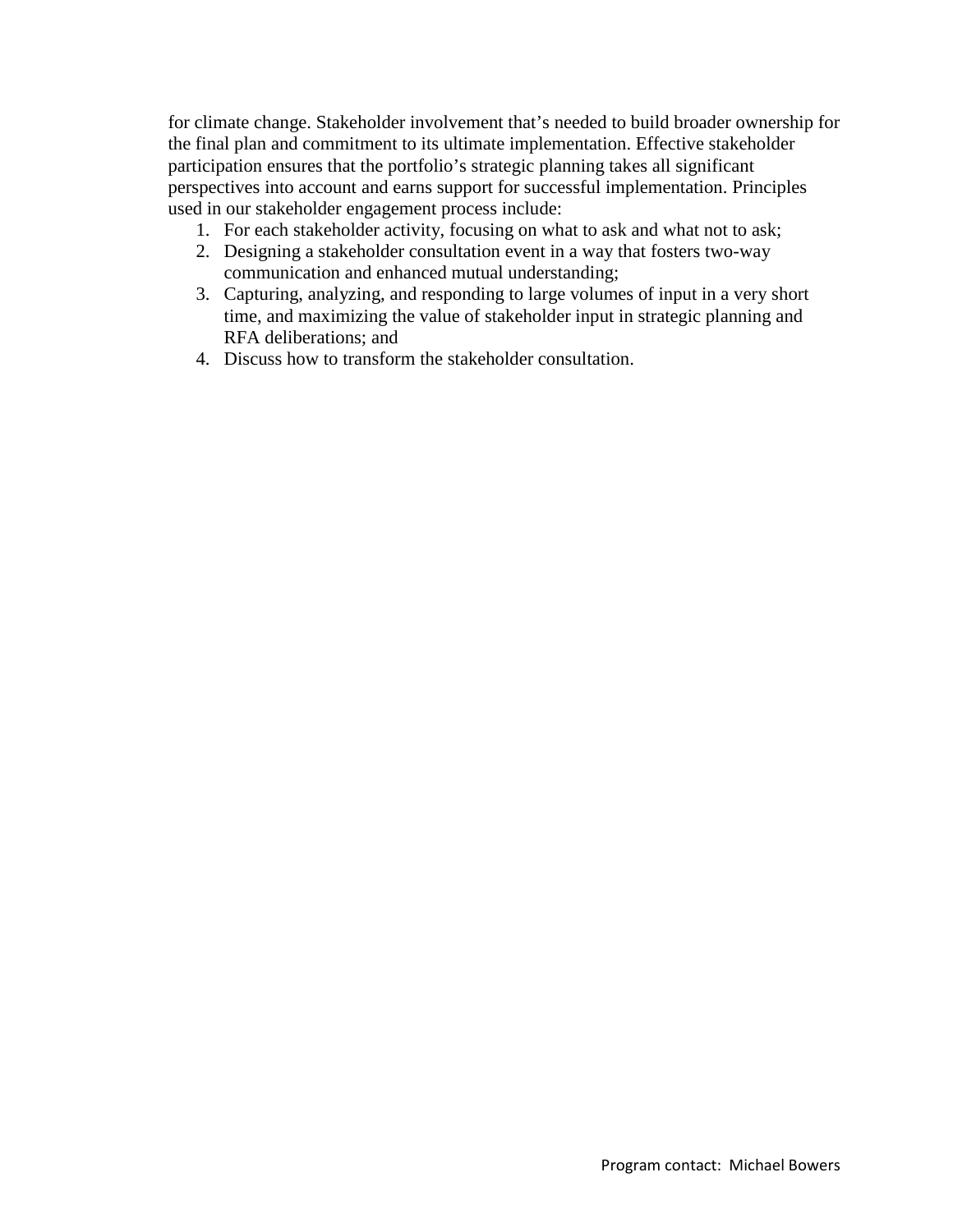for climate change. Stakeholder involvement that's needed to build broader ownership for the final plan and commitment to its ultimate implementation. Effective stakeholder participation ensures that the portfolio's strategic planning takes all significant perspectives into account and earns support for successful implementation. Principles used in our stakeholder engagement process include:

1. For each stakeholder activity, focusing on what to ask and what not to ask;
2. Designing a stakeholder consultation event in a way that fosters two-way communication and enhanced mutual understanding;
3. Capturing, analyzing, and responding to large volumes of input in a very short time, and maximizing the value of stakeholder input in strategic planning and RFA deliberations; and
4. Discuss how to transform the stakeholder consultation.

Program contact: Michael Bowers